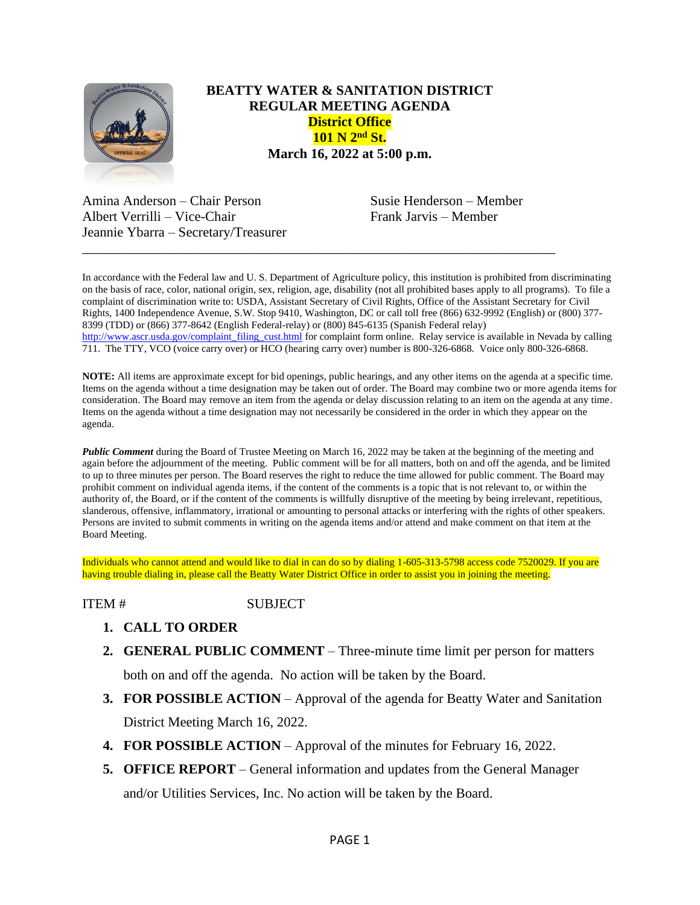# BEATTY WATER & SANITATION DISTRICT
## REGULAR MEETING AGENDA
**District Office**
**101 N 2nd St.**
**March 16, 2022 at 5:00 p.m.**

Amina Anderson – Chair Person
Albert Verrilli – Vice-Chair
Jeannie Ybarra – Secretary/Treasurer
Susie Henderson – Member
Frank Jarvis – Member

---

In accordance with the Federal law and U. S. Department of Agriculture policy, this institution is prohibited from discriminating on the basis of race, color, national origin, sex, religion, age, disability (not all prohibited bases apply to all programs). To file a complaint of discrimination write to: USDA, Assistant Secretary of Civil Rights, Office of the Assistant Secretary for Civil Rights, 1400 Independence Avenue, S.W. Stop 9410, Washington, DC or call toll free (866) 632-9992 (English) or (800) 377-8399 (TDD) or (866) 377-8642 (English Federal-relay) or (800) 845-6135 (Spanish Federal relay) http://www.ascr.usda.gov/complaint_filing_cust.html for complaint form online. Relay service is available in Nevada by calling 711. The TTY, VCO (voice carry over) or HCO (hearing carry over) number is 800-326-6868. Voice only 800-326-6868.

**NOTE:** All items are approximate except for bid openings, public hearings, and any other items on the agenda at a specific time. Items on the agenda without a time designation may be taken out of order. The Board may combine two or more agenda items for consideration. The Board may remove an item from the agenda or delay discussion relating to an item on the agenda at any time. Items on the agenda without a time designation may not necessarily be considered in the order in which they appear on the agenda.

***Public Comment*** during the Board of Trustee Meeting on March 16, 2022 may be taken at the beginning of the meeting and again before the adjournment of the meeting. Public comment will be for all matters, both on and off the agenda, and be limited to up to three minutes per person. The Board reserves the right to reduce the time allowed for public comment. The Board may prohibit comment on individual agenda items, if the content of the comments is a topic that is not relevant to, or within the authority of, the Board, or if the content of the comments is willfully disruptive of the meeting by being irrelevant, repetitious, slanderous, offensive, inflammatory, irrational or amounting to personal attacks or interfering with the rights of other speakers. Persons are invited to submit comments in writing on the agenda items and/or attend and make comment on that item at the Board Meeting.

Individuals who cannot attend and would like to dial in can do so by dialing 1-605-313-5798 access code 7520029. If you are having trouble dialing in, please call the Beatty Water District Office in order to assist you in joining the meeting.

ITEM # SUBJECT

1. **CALL TO ORDER**
2. **GENERAL PUBLIC COMMENT** – Three-minute time limit per person for matters both on and off the agenda. No action will be taken by the Board.
3. **FOR POSSIBLE ACTION** – Approval of the agenda for Beatty Water and Sanitation District Meeting March 16, 2022.
4. **FOR POSSIBLE ACTION** – Approval of the minutes for February 16, 2022.
5. **OFFICE REPORT** – General information and updates from the General Manager and/or Utilities Services, Inc. No action will be taken by the Board.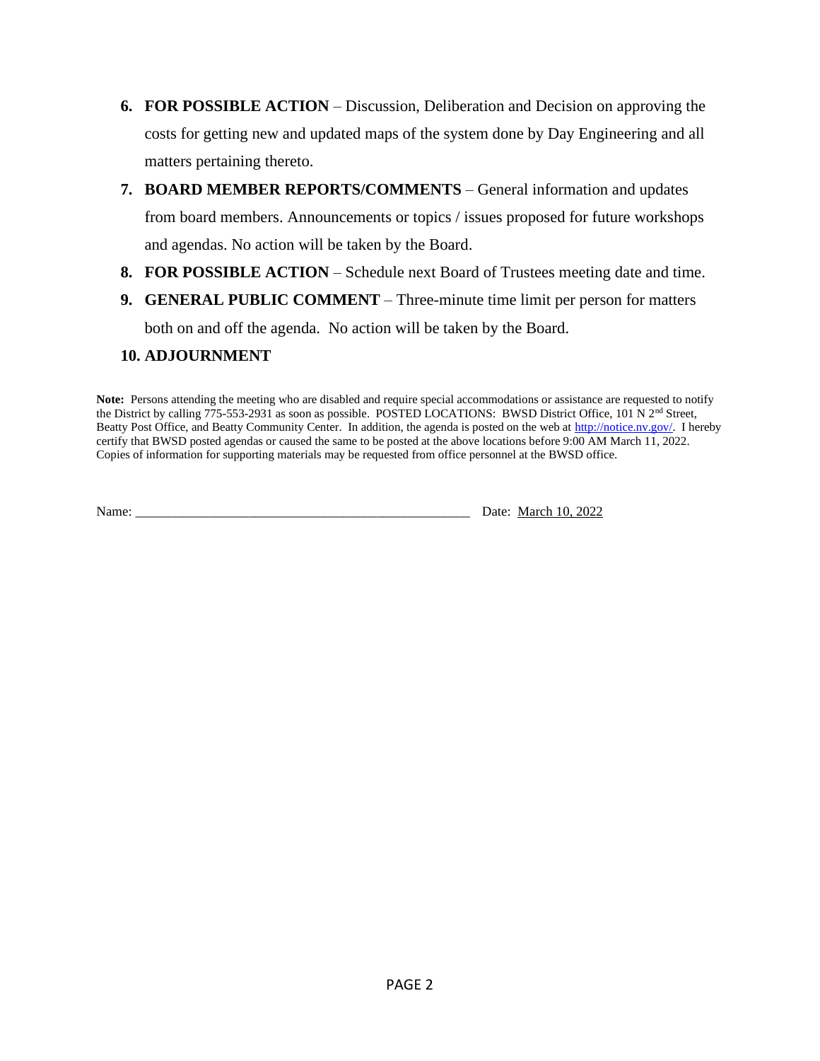6. **FOR POSSIBLE ACTION** – Discussion, Deliberation and Decision on approving the costs for getting new and updated maps of the system done by Day Engineering and all matters pertaining thereto.
7. **BOARD MEMBER REPORTS/COMMENTS** – General information and updates from board members. Announcements or topics / issues proposed for future workshops and agendas. No action will be taken by the Board.
8. **FOR POSSIBLE ACTION** – Schedule next Board of Trustees meeting date and time.
9. **GENERAL PUBLIC COMMENT** – Three-minute time limit per person for matters both on and off the agenda. No action will be taken by the Board.
10. **ADJOURNMENT**

**Note:** Persons attending the meeting who are disabled and require special accommodations or assistance are requested to notify the District by calling 775-553-2931 as soon as possible. POSTED LOCATIONS: BWSD District Office, 101 N 2nd Street, Beatty Post Office, and Beatty Community Center. In addition, the agenda is posted on the web at http://notice.nv.gov/. I hereby certify that BWSD posted agendas or caused the same to be posted at the above locations before 9:00 AM March 11, 2022. Copies of information for supporting materials may be requested from office personnel at the BWSD office.

Name: ____________________________________________________ Date: March 10, 2022